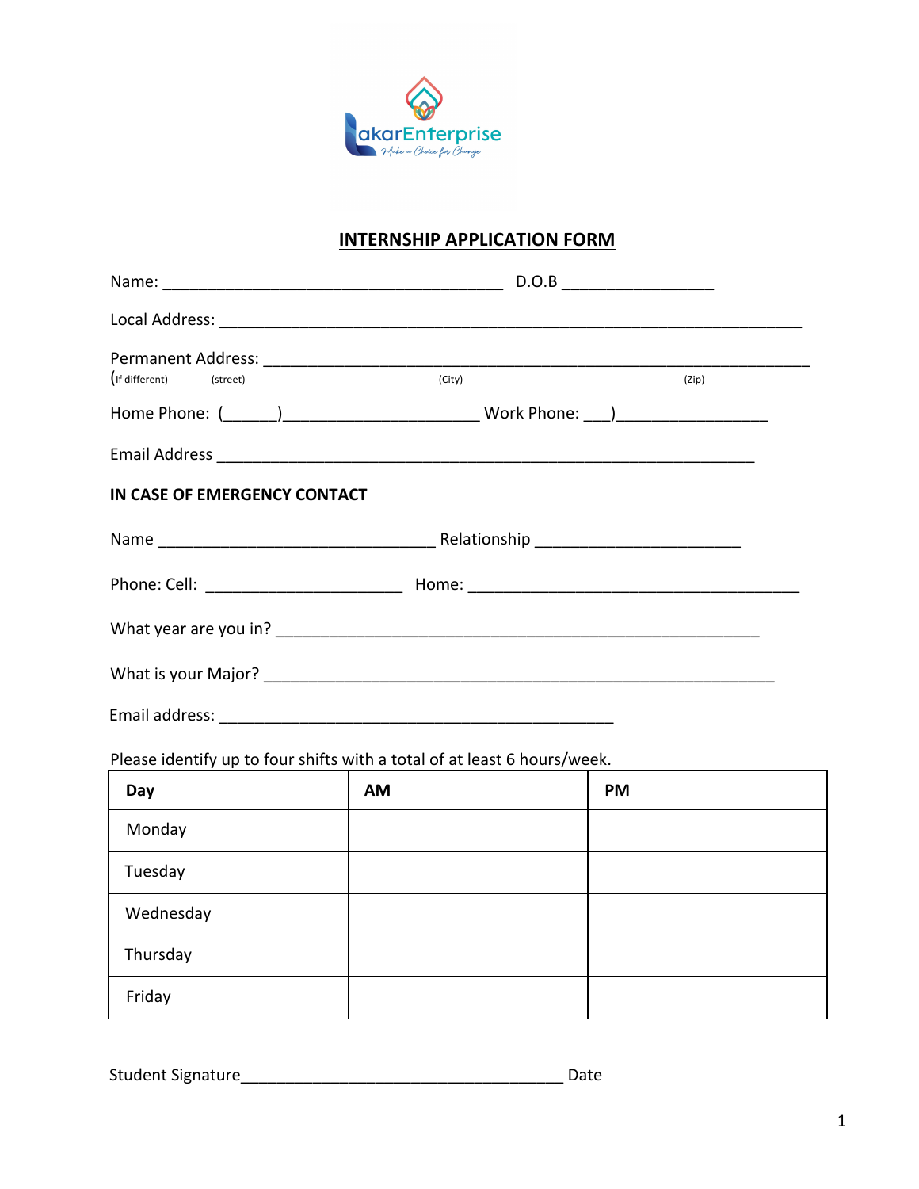LakarEnterprise

Make a Choice for Change

## INTERNSHIP APPLICATION FORM

Name: _______________________________________ D.O.B _________________

Local Address: _________________________________________________________________

Permanent Address: _____________________________________________________________
(If different) (street) (City) (Zip)

Home Phone: (______)_____________________ Work Phone: ___)_________________

Email Address _____________________________________________________________

**IN CASE OF EMERGENCY CONTACT**

Name _______________________________ Relationship _______________________

Phone: Cell: ______________________ Home: _____________________________________

What year are you in? ________________________________________________________

What is your Major? __________________________________________________________

Email address: _____________________________________________

Please identify up to four shifts with a total of at least 6 hours/week.

| Day | AM | PM |
|---|---|---|
| Monday | | |
| Tuesday | | |
| Wednesday | | |
| Thursday | | |
| Friday | | |

Student Signature____________________________________ Date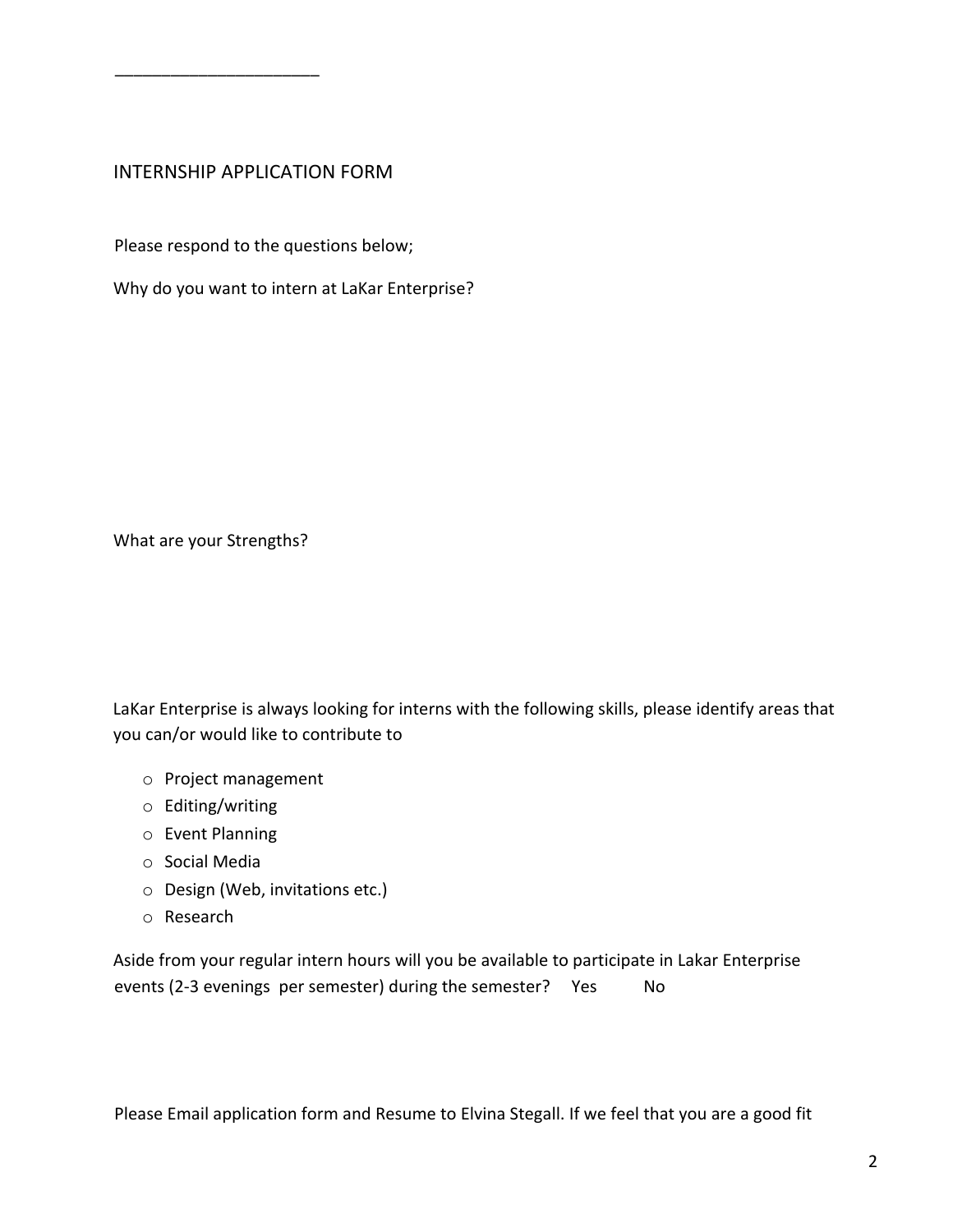______________________

## INTERNSHIP APPLICATION FORM

Please respond to the questions below;

Why do you want to intern at LaKar Enterprise?

What are your Strengths?

LaKar Enterprise is always looking for interns with the following skills, please identify areas that you can/or would like to contribute to

- Project management
- Editing/writing
- Event Planning
- Social Media
- Design (Web, invitations etc.)
- Research

Aside from your regular intern hours will you be available to participate in Lakar Enterprise events (2-3 evenings per semester) during the semester? Yes No

Please Email application form and Resume to Elvina Stegall. If we feel that you are a good fit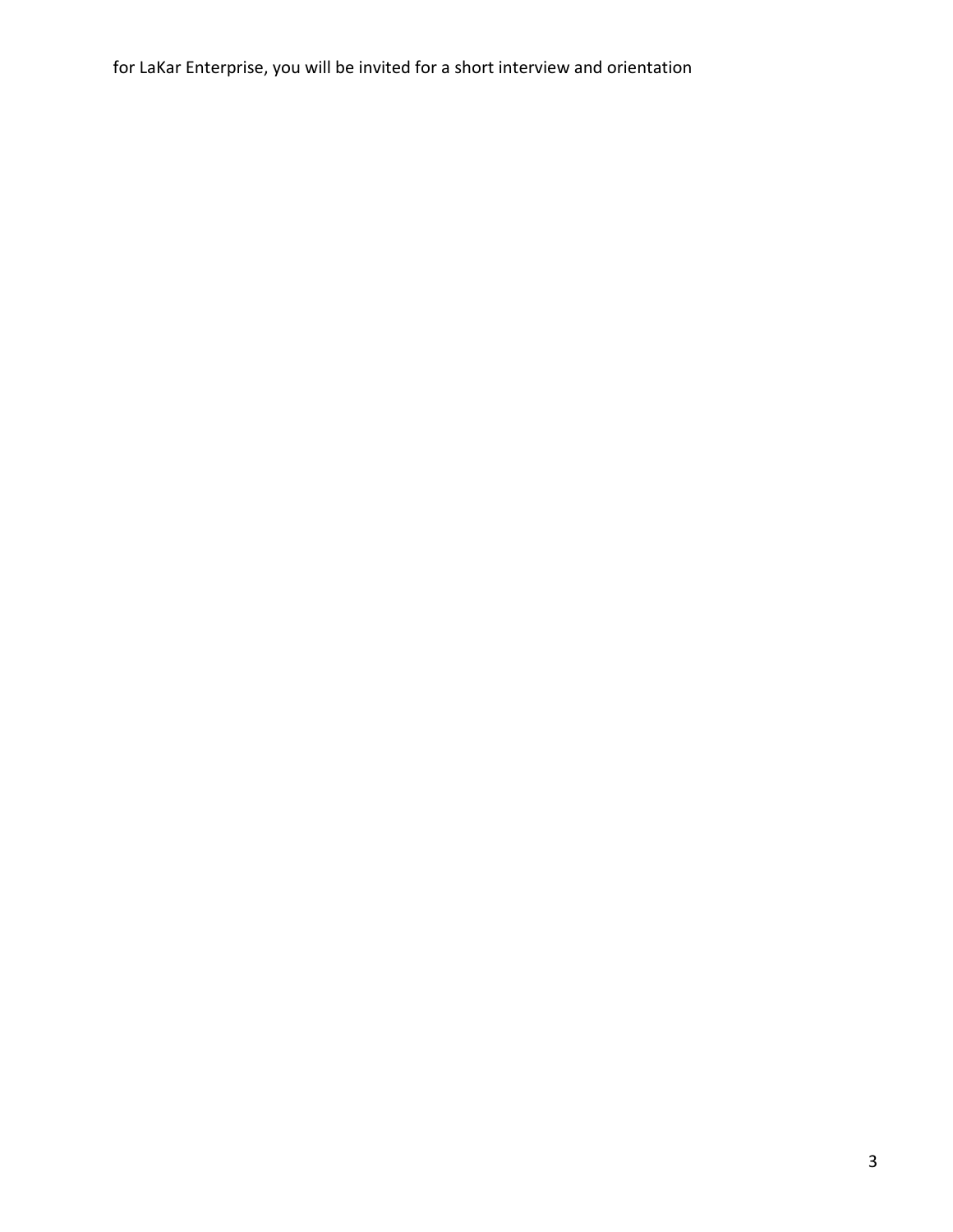for LaKar Enterprise, you will be invited for a short interview and orientation